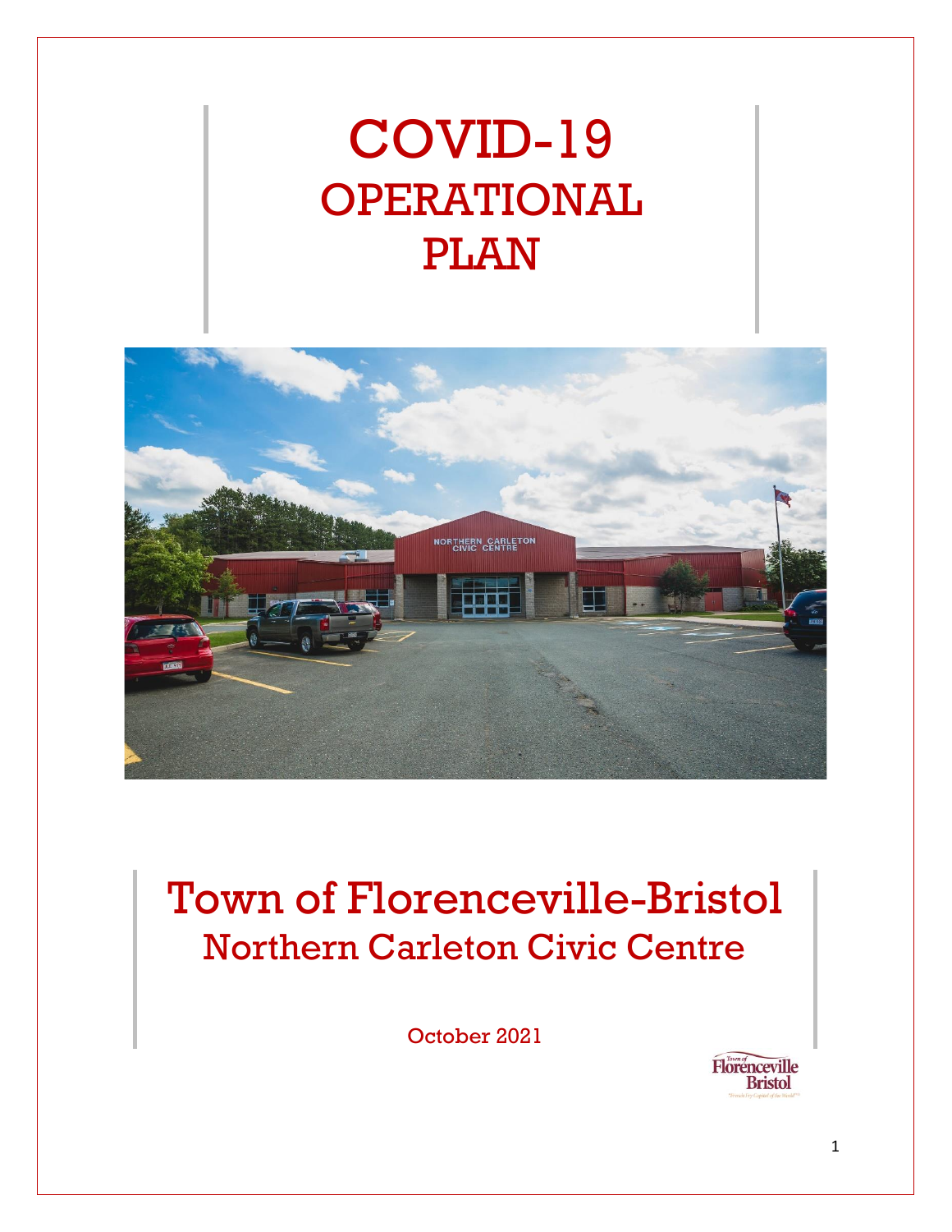# COVID-19 OPERATIONAL PLAN

# Town of Florenceville-Bristol

## Northern Carleton Civic Centre

October 2021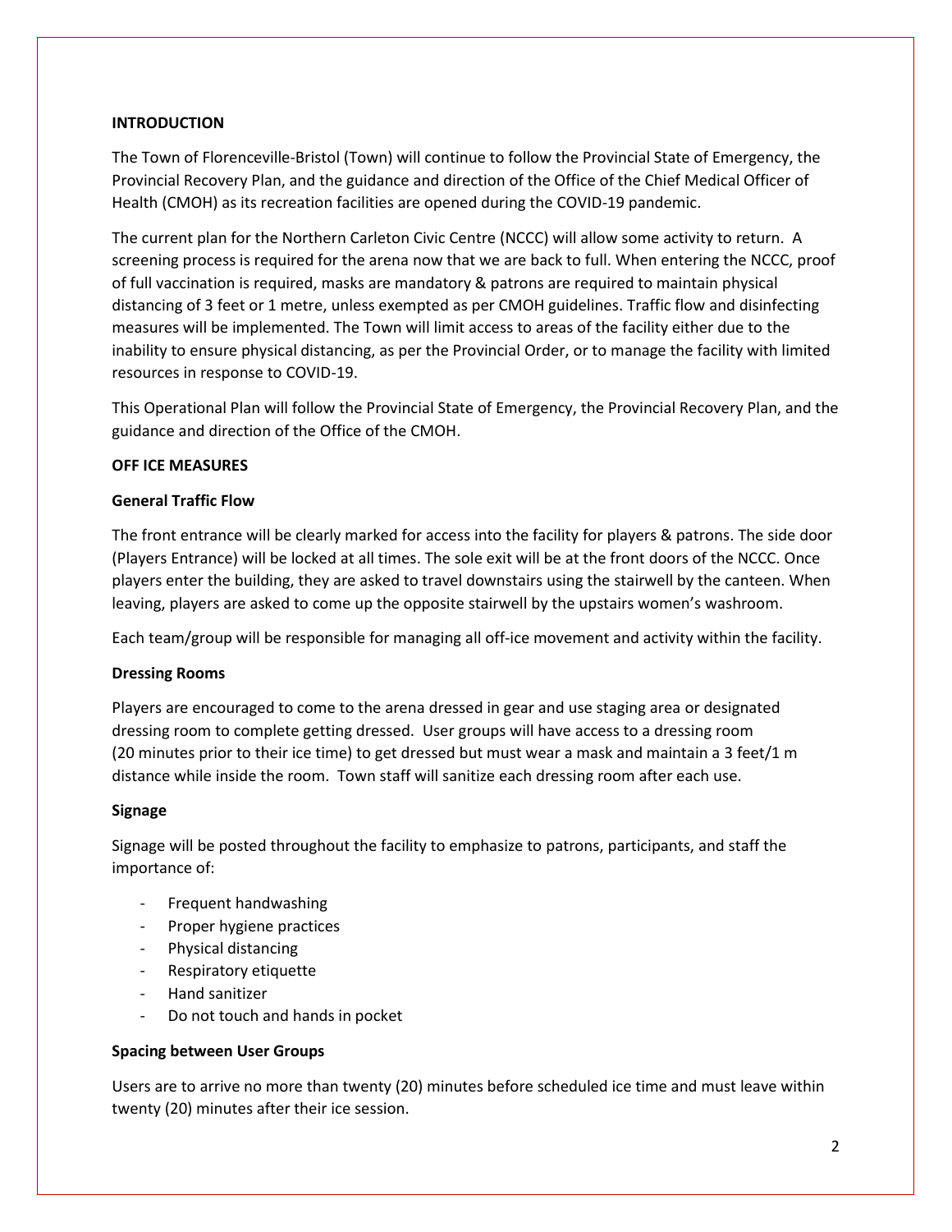## INTRODUCTION

The Town of Florenceville-Bristol (Town) will continue to follow the Provincial State of Emergency, the Provincial Recovery Plan, and the guidance and direction of the Office of the Chief Medical Officer of Health (CMOH) as its recreation facilities are opened during the COVID-19 pandemic.

The current plan for the Northern Carleton Civic Centre (NCCC) will allow some activity to return. A screening process is required for the arena now that we are back to full. When entering the NCCC, proof of full vaccination is required, masks are mandatory & patrons are required to maintain physical distancing of 3 feet or 1 metre, unless exempted as per CMOH guidelines. Traffic flow and disinfecting measures will be implemented. The Town will limit access to areas of the facility either due to the inability to ensure physical distancing, as per the Provincial Order, or to manage the facility with limited resources in response to COVID-19.

This Operational Plan will follow the Provincial State of Emergency, the Provincial Recovery Plan, and the guidance and direction of the Office of the CMOH.

## OFF ICE MEASURES

### General Traffic Flow

The front entrance will be clearly marked for access into the facility for players & patrons. The side door (Players Entrance) will be locked at all times. The sole exit will be at the front doors of the NCCC. Once players enter the building, they are asked to travel downstairs using the stairwell by the canteen. When leaving, players are asked to come up the opposite stairwell by the upstairs women's washroom.

Each team/group will be responsible for managing all off-ice movement and activity within the facility.

### Dressing Rooms

Players are encouraged to come to the arena dressed in gear and use staging area or designated dressing room to complete getting dressed. User groups will have access to a dressing room (20 minutes prior to their ice time) to get dressed but must wear a mask and maintain a 3 feet/1 m distance while inside the room. Town staff will sanitize each dressing room after each use.

### Signage

Signage will be posted throughout the facility to emphasize to patrons, participants, and staff the importance of:

- Frequent handwashing
- Proper hygiene practices
- Physical distancing
- Respiratory etiquette
- Hand sanitizer
- Do not touch and hands in pocket

### Spacing between User Groups

Users are to arrive no more than twenty (20) minutes before scheduled ice time and must leave within twenty (20) minutes after their ice session.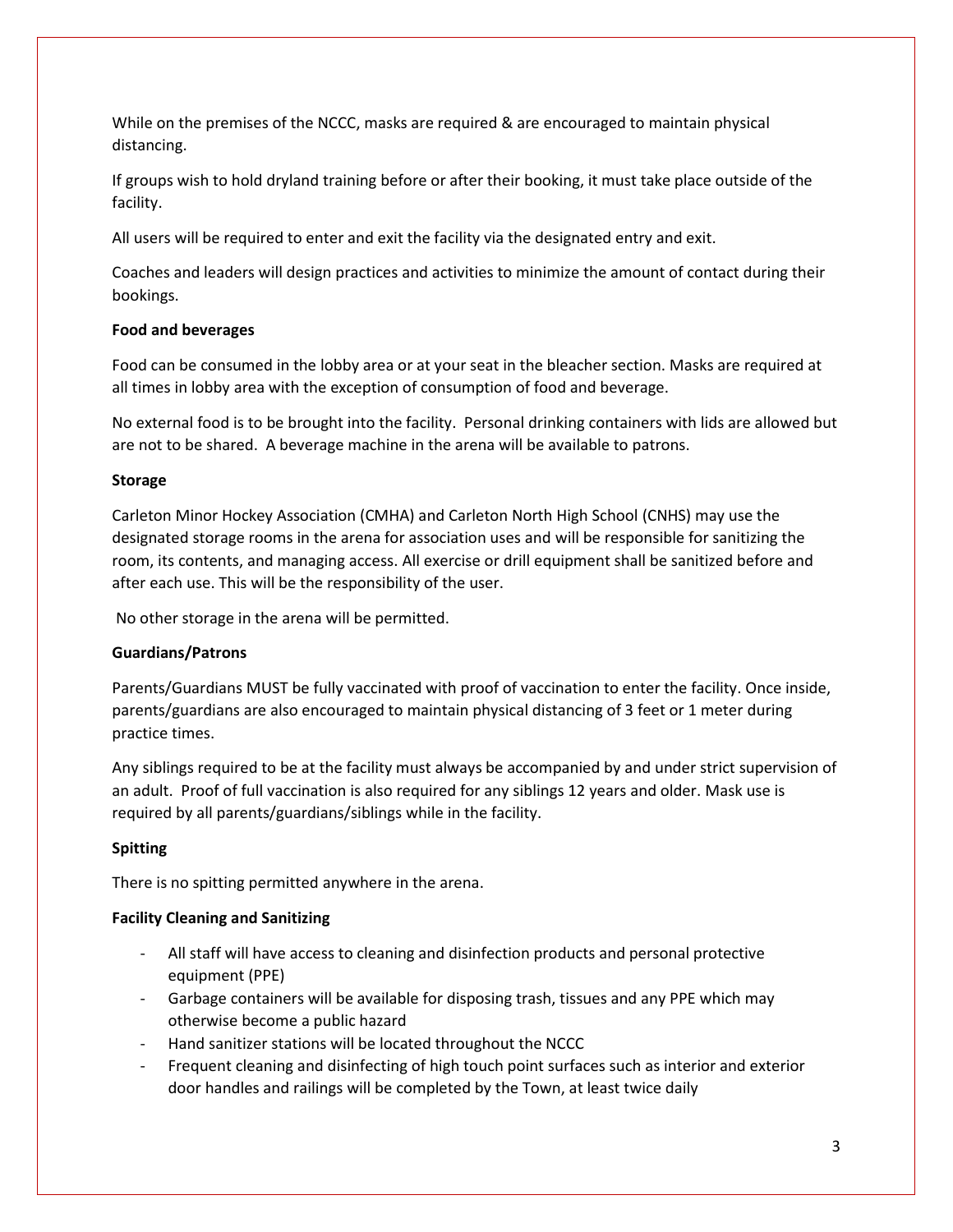While on the premises of the NCCC, masks are required & are encouraged to maintain physical distancing.

If groups wish to hold dryland training before or after their booking, it must take place outside of the facility.

All users will be required to enter and exit the facility via the designated entry and exit.

Coaches and leaders will design practices and activities to minimize the amount of contact during their bookings.

**Food and beverages**

Food can be consumed in the lobby area or at your seat in the bleacher section. Masks are required at all times in lobby area with the exception of consumption of food and beverage.

No external food is to be brought into the facility. Personal drinking containers with lids are allowed but are not to be shared. A beverage machine in the arena will be available to patrons.

**Storage**

Carleton Minor Hockey Association (CMHA) and Carleton North High School (CNHS) may use the designated storage rooms in the arena for association uses and will be responsible for sanitizing the room, its contents, and managing access. All exercise or drill equipment shall be sanitized before and after each use. This will be the responsibility of the user.

No other storage in the arena will be permitted.

**Guardians/Patrons**

Parents/Guardians MUST be fully vaccinated with proof of vaccination to enter the facility. Once inside, parents/guardians are also encouraged to maintain physical distancing of 3 feet or 1 meter during practice times.

Any siblings required to be at the facility must always be accompanied by and under strict supervision of an adult. Proof of full vaccination is also required for any siblings 12 years and older. Mask use is required by all parents/guardians/siblings while in the facility.

**Spitting**

There is no spitting permitted anywhere in the arena.

**Facility Cleaning and Sanitizing**

- All staff will have access to cleaning and disinfection products and personal protective equipment (PPE)
- Garbage containers will be available for disposing trash, tissues and any PPE which may otherwise become a public hazard
- Hand sanitizer stations will be located throughout the NCCC
- Frequent cleaning and disinfecting of high touch point surfaces such as interior and exterior door handles and railings will be completed by the Town, at least twice daily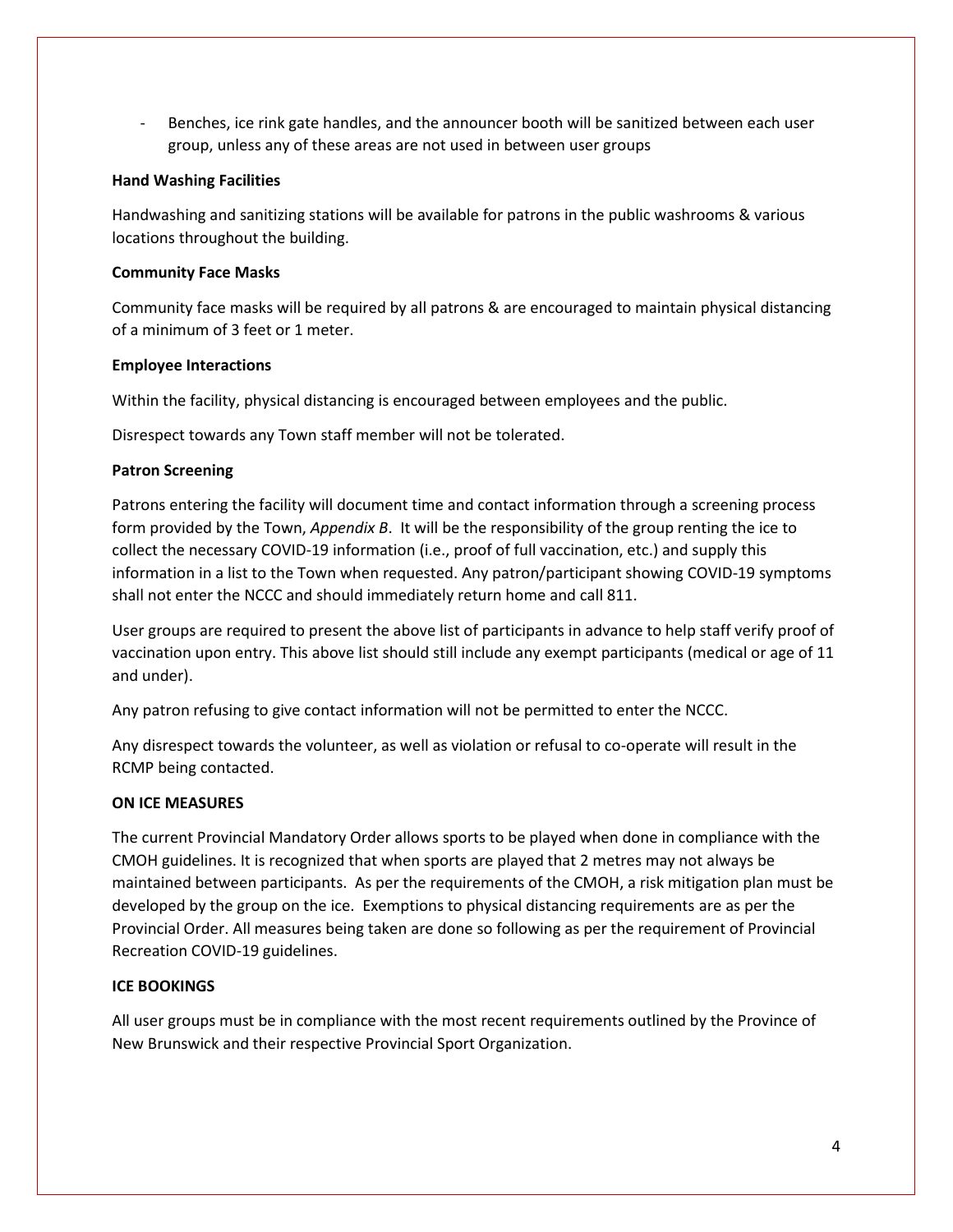- Benches, ice rink gate handles, and the announcer booth will be sanitized between each user group, unless any of these areas are not used in between user groups

**Hand Washing Facilities**

Handwashing and sanitizing stations will be available for patrons in the public washrooms & various locations throughout the building.

**Community Face Masks**

Community face masks will be required by all patrons & are encouraged to maintain physical distancing of a minimum of 3 feet or 1 meter.

**Employee Interactions**

Within the facility, physical distancing is encouraged between employees and the public.

Disrespect towards any Town staff member will not be tolerated.

**Patron Screening**

Patrons entering the facility will document time and contact information through a screening process form provided by the Town, *Appendix B*. It will be the responsibility of the group renting the ice to collect the necessary COVID-19 information (i.e., proof of full vaccination, etc.) and supply this information in a list to the Town when requested. Any patron/participant showing COVID-19 symptoms shall not enter the NCCC and should immediately return home and call 811.

User groups are required to present the above list of participants in advance to help staff verify proof of vaccination upon entry. This above list should still include any exempt participants (medical or age of 11 and under).

Any patron refusing to give contact information will not be permitted to enter the NCCC.

Any disrespect towards the volunteer, as well as violation or refusal to co-operate will result in the RCMP being contacted.

**ON ICE MEASURES**

The current Provincial Mandatory Order allows sports to be played when done in compliance with the CMOH guidelines. It is recognized that when sports are played that 2 metres may not always be maintained between participants. As per the requirements of the CMOH, a risk mitigation plan must be developed by the group on the ice. Exemptions to physical distancing requirements are as per the Provincial Order. All measures being taken are done so following as per the requirement of Provincial Recreation COVID-19 guidelines.

**ICE BOOKINGS**

All user groups must be in compliance with the most recent requirements outlined by the Province of New Brunswick and their respective Provincial Sport Organization.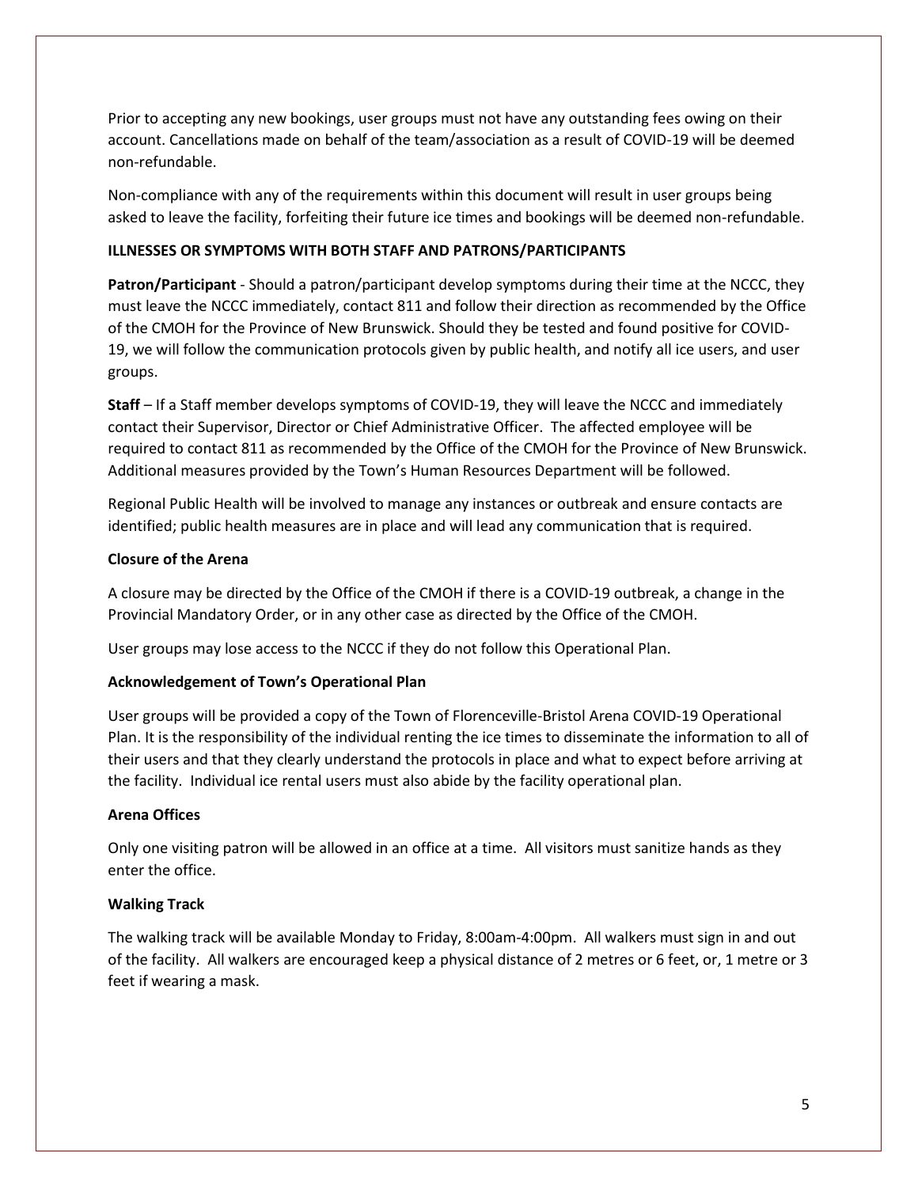Prior to accepting any new bookings, user groups must not have any outstanding fees owing on their account. Cancellations made on behalf of the team/association as a result of COVID-19 will be deemed non-refundable.

Non-compliance with any of the requirements within this document will result in user groups being asked to leave the facility, forfeiting their future ice times and bookings will be deemed non-refundable.

**ILLNESSES OR SYMPTOMS WITH BOTH STAFF AND PATRONS/PARTICIPANTS**

**Patron/Participant** - Should a patron/participant develop symptoms during their time at the NCCC, they must leave the NCCC immediately, contact 811 and follow their direction as recommended by the Office of the CMOH for the Province of New Brunswick. Should they be tested and found positive for COVID-19, we will follow the communication protocols given by public health, and notify all ice users, and user groups.

**Staff** – If a Staff member develops symptoms of COVID-19, they will leave the NCCC and immediately contact their Supervisor, Director or Chief Administrative Officer. The affected employee will be required to contact 811 as recommended by the Office of the CMOH for the Province of New Brunswick. Additional measures provided by the Town's Human Resources Department will be followed.

Regional Public Health will be involved to manage any instances or outbreak and ensure contacts are identified; public health measures are in place and will lead any communication that is required.

**Closure of the Arena**

A closure may be directed by the Office of the CMOH if there is a COVID-19 outbreak, a change in the Provincial Mandatory Order, or in any other case as directed by the Office of the CMOH.

User groups may lose access to the NCCC if they do not follow this Operational Plan.

**Acknowledgement of Town's Operational Plan**

User groups will be provided a copy of the Town of Florenceville-Bristol Arena COVID-19 Operational Plan. It is the responsibility of the individual renting the ice times to disseminate the information to all of their users and that they clearly understand the protocols in place and what to expect before arriving at the facility. Individual ice rental users must also abide by the facility operational plan.

**Arena Offices**

Only one visiting patron will be allowed in an office at a time. All visitors must sanitize hands as they enter the office.

**Walking Track**

The walking track will be available Monday to Friday, 8:00am-4:00pm. All walkers must sign in and out of the facility. All walkers are encouraged keep a physical distance of 2 metres or 6 feet, or, 1 metre or 3 feet if wearing a mask.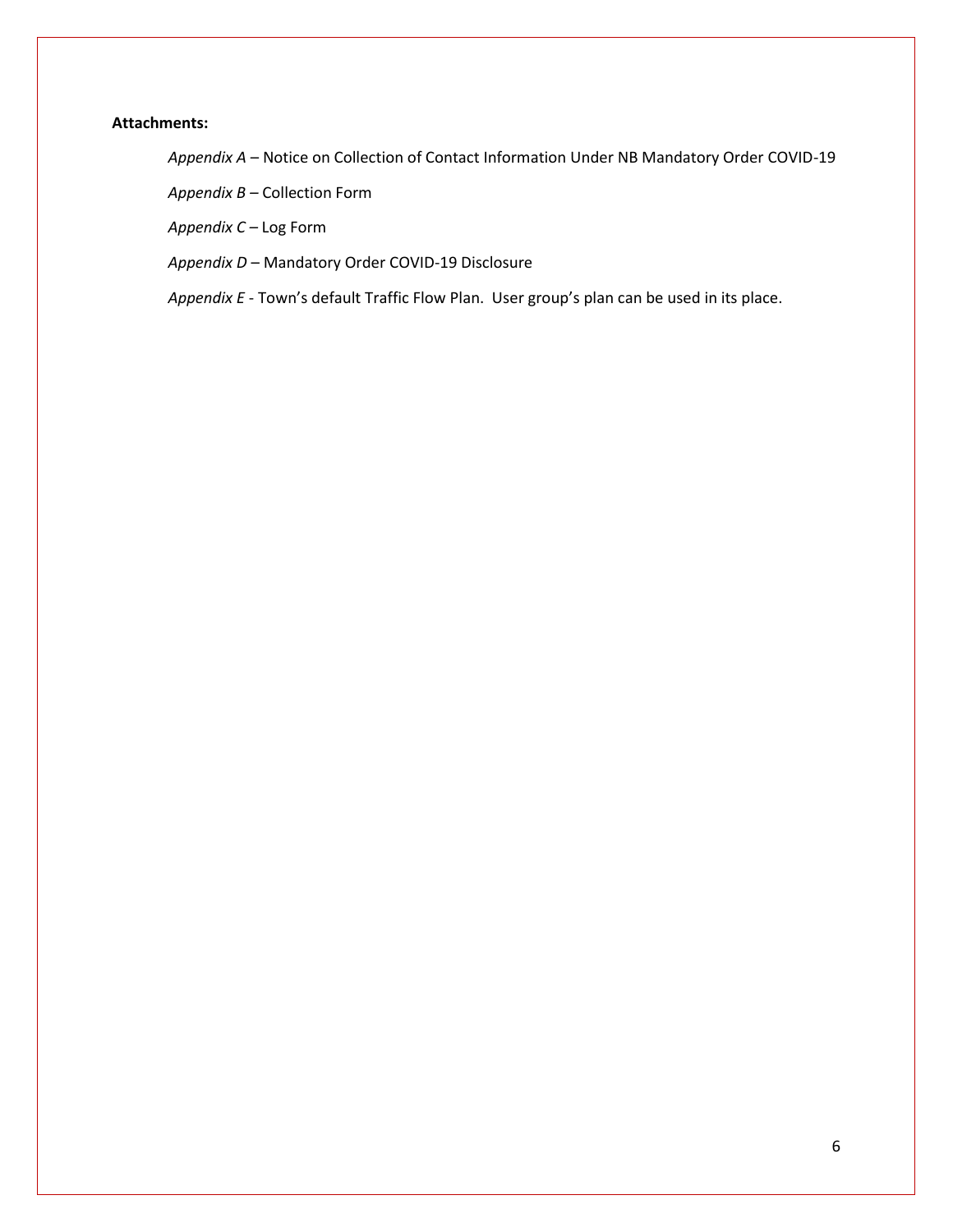**Attachments:**

*Appendix A* – Notice on Collection of Contact Information Under NB Mandatory Order COVID-19

*Appendix B* – Collection Form

*Appendix C* – Log Form

*Appendix D* – Mandatory Order COVID-19 Disclosure

*Appendix E* - Town's default Traffic Flow Plan. User group's plan can be used in its place.